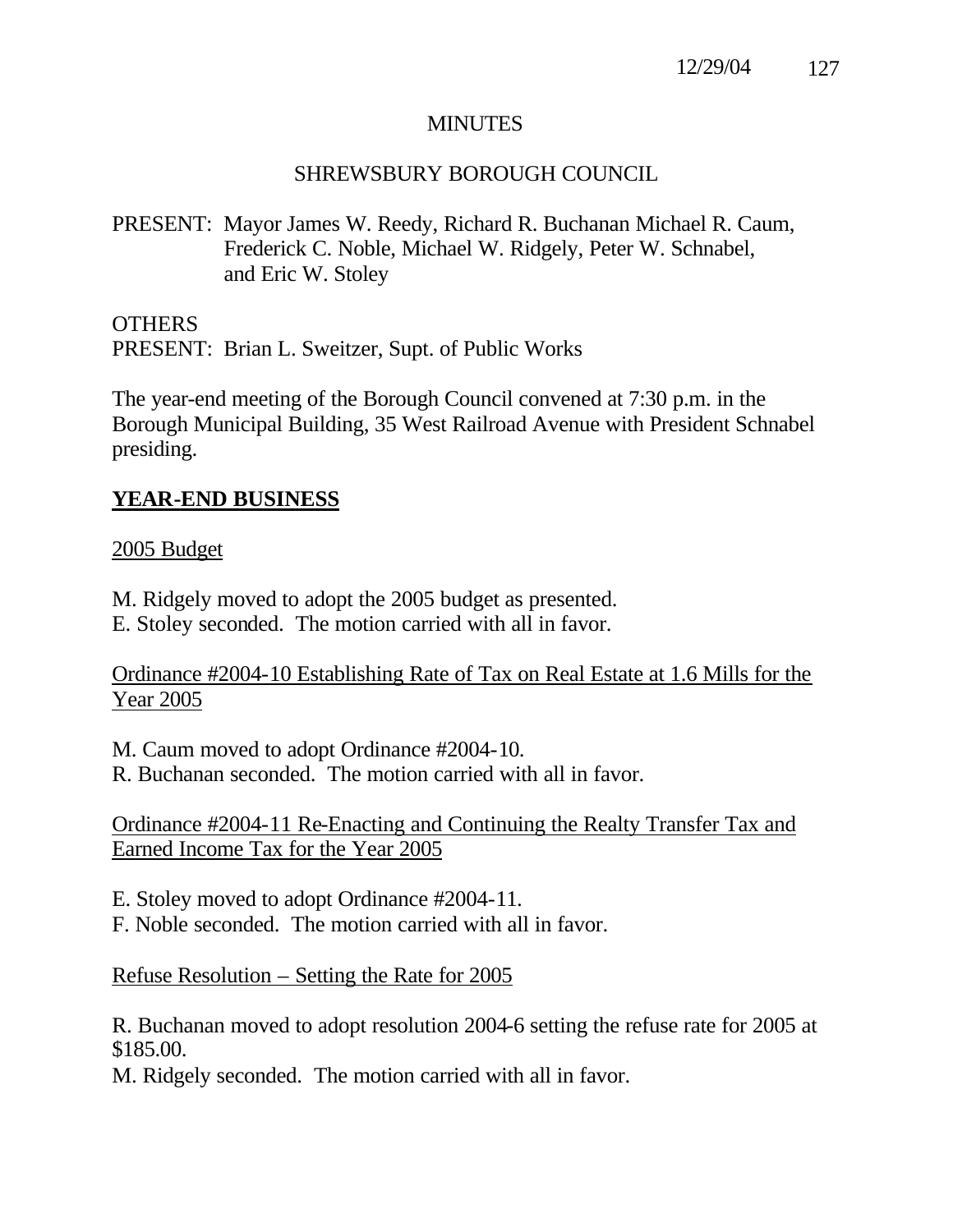# MINUTES

## SHREWSBURY BOROUGH COUNCIL

PRESENT: Mayor James W. Reedy, Richard R. Buchanan Michael R. Caum, Frederick C. Noble, Michael W. Ridgely, Peter W. Schnabel, and Eric W. Stoley

OTHERS
PRESENT: Brian L. Sweitzer, Supt. of Public Works

The year-end meeting of the Borough Council convened at 7:30 p.m. in the Borough Municipal Building, 35 West Railroad Avenue with President Schnabel presiding.

## YEAR-END BUSINESS

2005 Budget

M. Ridgely moved to adopt the 2005 budget as presented.
E. Stoley seconded. The motion carried with all in favor.

Ordinance #2004-10 Establishing Rate of Tax on Real Estate at 1.6 Mills for the Year 2005

M. Caum moved to adopt Ordinance #2004-10.
R. Buchanan seconded. The motion carried with all in favor.

Ordinance #2004-11 Re-Enacting and Continuing the Realty Transfer Tax and Earned Income Tax for the Year 2005

E. Stoley moved to adopt Ordinance #2004-11.
F. Noble seconded. The motion carried with all in favor.

Refuse Resolution – Setting the Rate for 2005

R. Buchanan moved to adopt resolution 2004-6 setting the refuse rate for 2005 at $185.00.
M. Ridgely seconded. The motion carried with all in favor.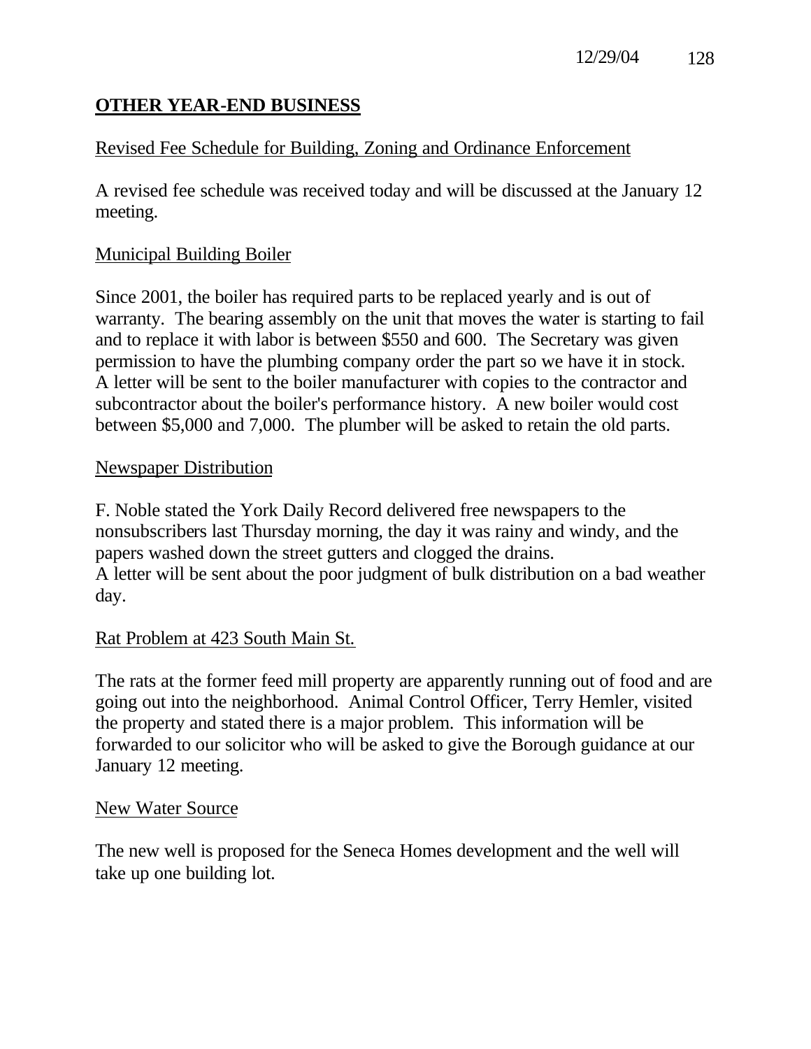## OTHER YEAR-END BUSINESS

Revised Fee Schedule for Building, Zoning and Ordinance Enforcement

A revised fee schedule was received today and will be discussed at the January 12 meeting.

Municipal Building Boiler

Since 2001, the boiler has required parts to be replaced yearly and is out of warranty. The bearing assembly on the unit that moves the water is starting to fail and to replace it with labor is between $550 and 600. The Secretary was given permission to have the plumbing company order the part so we have it in stock. A letter will be sent to the boiler manufacturer with copies to the contractor and subcontractor about the boiler's performance history. A new boiler would cost between $5,000 and 7,000. The plumber will be asked to retain the old parts.

Newspaper Distribution

F. Noble stated the York Daily Record delivered free newspapers to the nonsubscribers last Thursday morning, the day it was rainy and windy, and the papers washed down the street gutters and clogged the drains.
A letter will be sent about the poor judgment of bulk distribution on a bad weather day.

Rat Problem at 423 South Main St.

The rats at the former feed mill property are apparently running out of food and are going out into the neighborhood. Animal Control Officer, Terry Hemler, visited the property and stated there is a major problem. This information will be forwarded to our solicitor who will be asked to give the Borough guidance at our January 12 meeting.

New Water Source

The new well is proposed for the Seneca Homes development and the well will take up one building lot.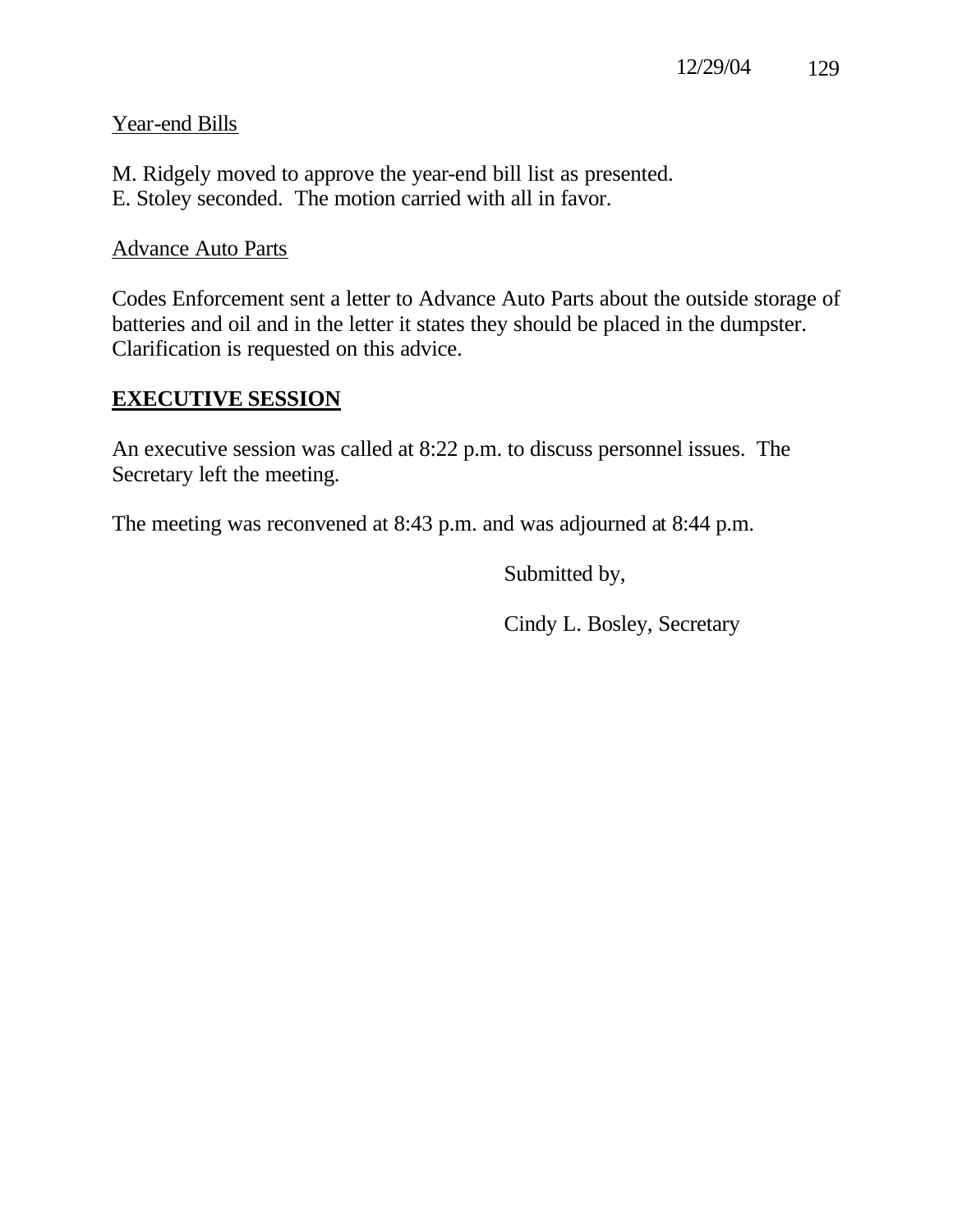Year-end Bills

M. Ridgely moved to approve the year-end bill list as presented.
E. Stoley seconded. The motion carried with all in favor.

Advance Auto Parts

Codes Enforcement sent a letter to Advance Auto Parts about the outside storage of batteries and oil and in the letter it states they should be placed in the dumpster. Clarification is requested on this advice.

## **EXECUTIVE SESSION**

An executive session was called at 8:22 p.m. to discuss personnel issues. The Secretary left the meeting.

The meeting was reconvened at 8:43 p.m. and was adjourned at 8:44 p.m.

Submitted by,

Cindy L. Bosley, Secretary